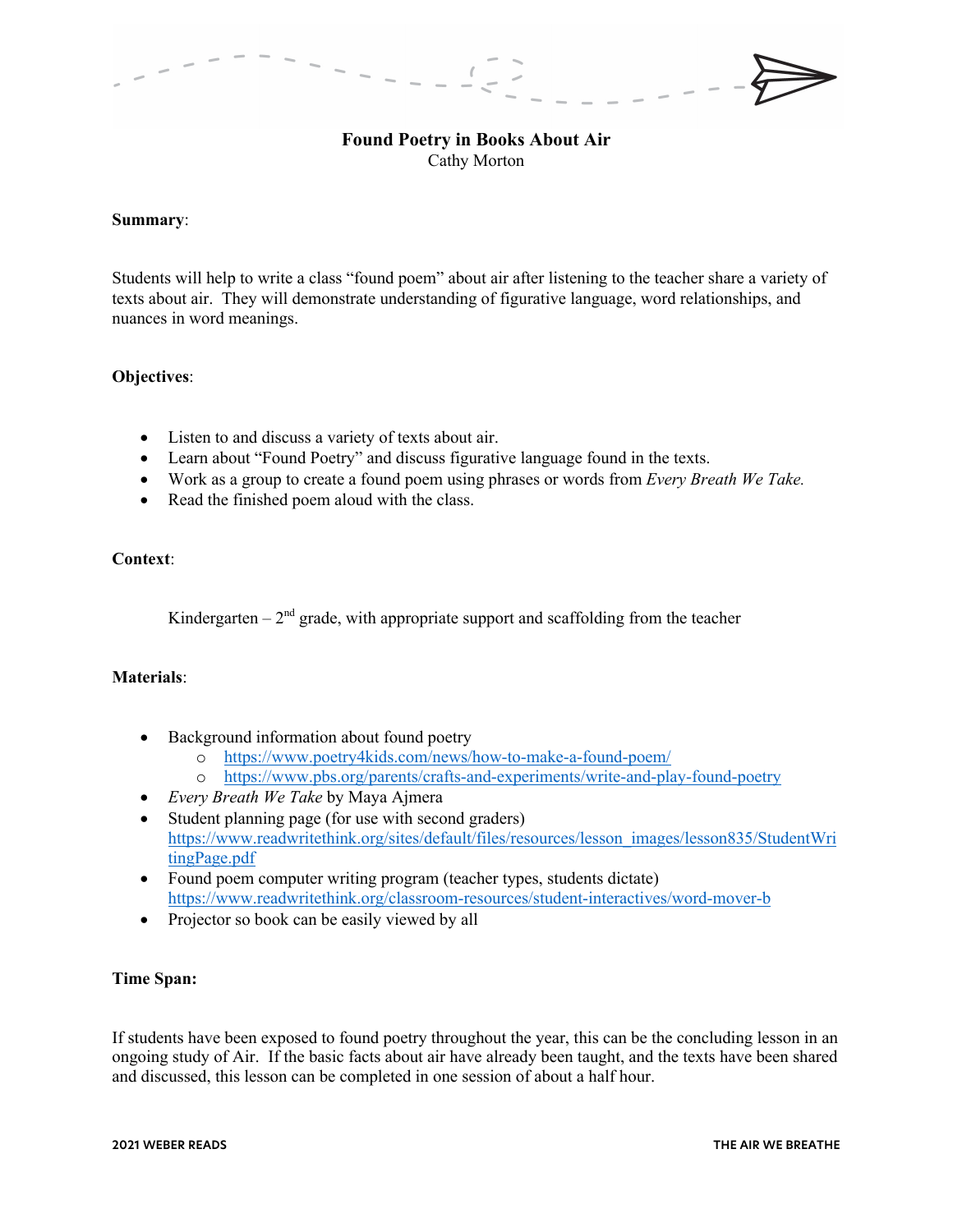# Found Poetry in Books About Air

Cathy Morton

**Summary**:

Students will help to write a class "found poem" about air after listening to the teacher share a variety of texts about air. They will demonstrate understanding of figurative language, word relationships, and nuances in word meanings.

**Objectives**:

- Listen to and discuss a variety of texts about air.
- Learn about "Found Poetry" and discuss figurative language found in the texts.
- Work as a group to create a found poem using phrases or words from *Every Breath We Take.*
- Read the finished poem aloud with the class.

**Context**:

Kindergarten – 2nd grade, with appropriate support and scaffolding from the teacher

**Materials**:

- Background information about found poetry
  - https://www.poetry4kids.com/news/how-to-make-a-found-poem/
  - https://www.pbs.org/parents/crafts-and-experiments/write-and-play-found-poetry
- *Every Breath We Take* by Maya Ajmera
- Student planning page (for use with second graders) https://www.readwritethink.org/sites/default/files/resources/lesson_images/lesson835/StudentWritingPage.pdf
- Found poem computer writing program (teacher types, students dictate) https://www.readwritethink.org/classroom-resources/student-interactives/word-mover-b
- Projector so book can be easily viewed by all

**Time Span:**

If students have been exposed to found poetry throughout the year, this can be the concluding lesson in an ongoing study of Air. If the basic facts about air have already been taught, and the texts have been shared and discussed, this lesson can be completed in one session of about a half hour.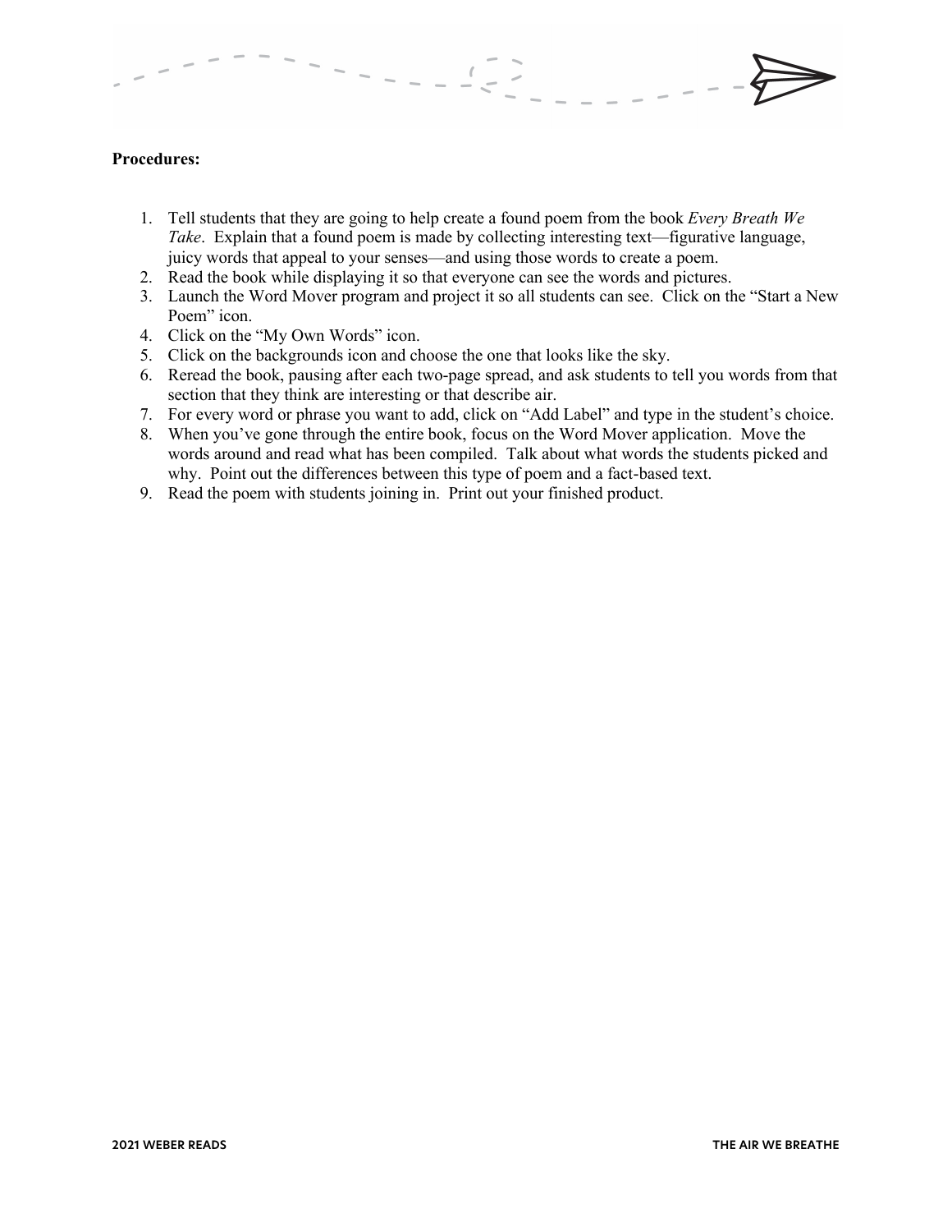**Procedures:**

1. Tell students that they are going to help create a found poem from the book *Every Breath We Take*. Explain that a found poem is made by collecting interesting text—figurative language, juicy words that appeal to your senses—and using those words to create a poem.
2. Read the book while displaying it so that everyone can see the words and pictures.
3. Launch the Word Mover program and project it so all students can see. Click on the "Start a New Poem" icon.
4. Click on the "My Own Words" icon.
5. Click on the backgrounds icon and choose the one that looks like the sky.
6. Reread the book, pausing after each two-page spread, and ask students to tell you words from that section that they think are interesting or that describe air.
7. For every word or phrase you want to add, click on "Add Label" and type in the student's choice.
8. When you've gone through the entire book, focus on the Word Mover application. Move the words around and read what has been compiled. Talk about what words the students picked and why. Point out the differences between this type of poem and a fact-based text.
9. Read the poem with students joining in. Print out your finished product.